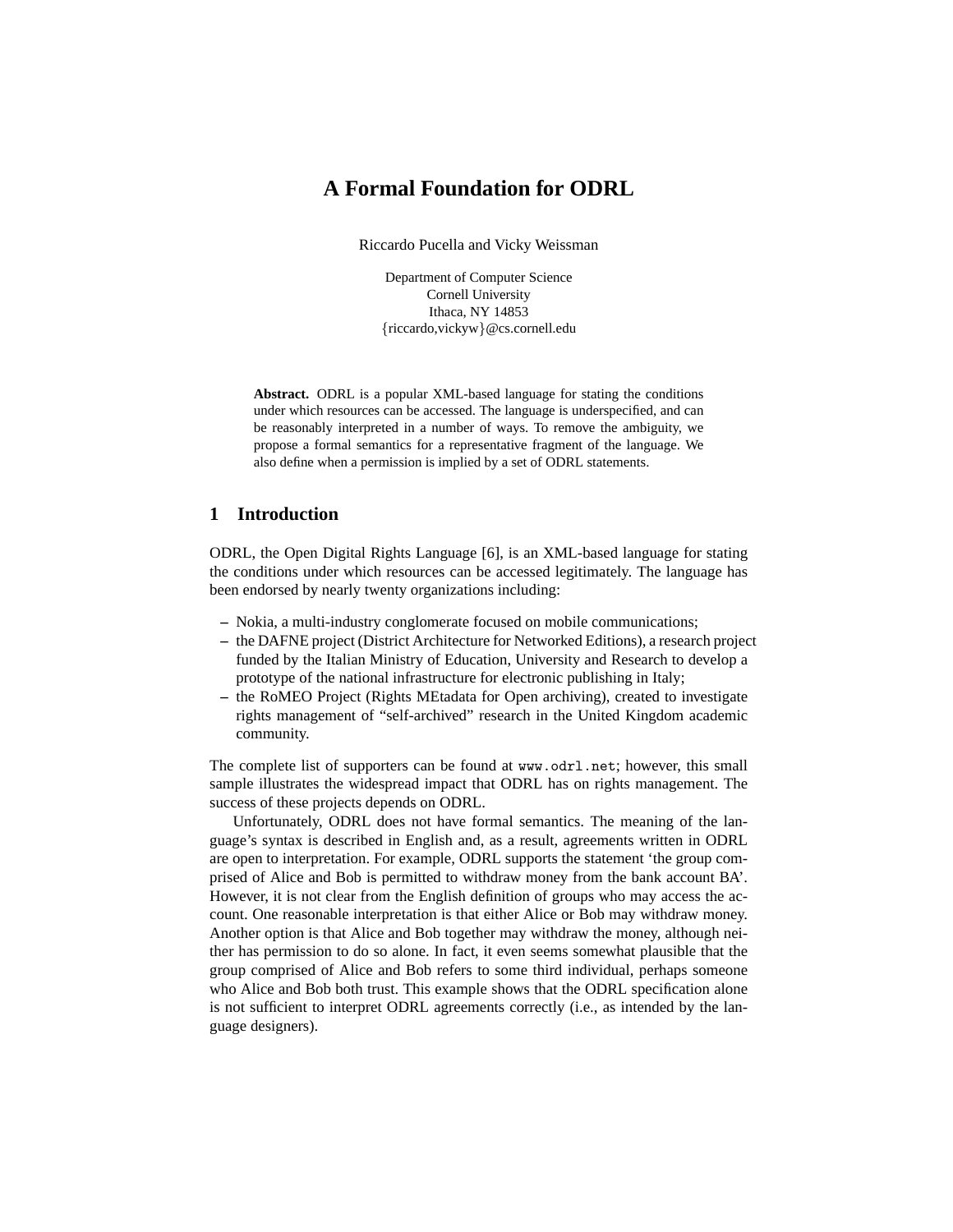# A Formal Foundation for ODRL

Riccardo Pucella and Vicky Weissman

Department of Computer Science
Cornell University
Ithaca, NY 14853
{riccardo,vickyw}@cs.cornell.edu

**Abstract.** ODRL is a popular XML-based language for stating the conditions under which resources can be accessed. The language is underspecified, and can be reasonably interpreted in a number of ways. To remove the ambiguity, we propose a formal semantics for a representative fragment of the language. We also define when a permission is implied by a set of ODRL statements.

## 1 Introduction

ODRL, the Open Digital Rights Language [6], is an XML-based language for stating the conditions under which resources can be accessed legitimately. The language has been endorsed by nearly twenty organizations including:

- Nokia, a multi-industry conglomerate focused on mobile communications;
- the DAFNE project (District Architecture for Networked Editions), a research project funded by the Italian Ministry of Education, University and Research to develop a prototype of the national infrastructure for electronic publishing in Italy;
- the RoMEO Project (Rights MEtadata for Open archiving), created to investigate rights management of "self-archived" research in the United Kingdom academic community.

The complete list of supporters can be found at `www.odrl.net`; however, this small sample illustrates the widespread impact that ODRL has on rights management. The success of these projects depends on ODRL.

Unfortunately, ODRL does not have formal semantics. The meaning of the language's syntax is described in English and, as a result, agreements written in ODRL are open to interpretation. For example, ODRL supports the statement 'the group comprised of Alice and Bob is permitted to withdraw money from the bank account BA'. However, it is not clear from the English definition of groups who may access the account. One reasonable interpretation is that either Alice or Bob may withdraw money. Another option is that Alice and Bob together may withdraw the money, although neither has permission to do so alone. In fact, it even seems somewhat plausible that the group comprised of Alice and Bob refers to some third individual, perhaps someone who Alice and Bob both trust. This example shows that the ODRL specification alone is not sufficient to interpret ODRL agreements correctly (i.e., as intended by the language designers).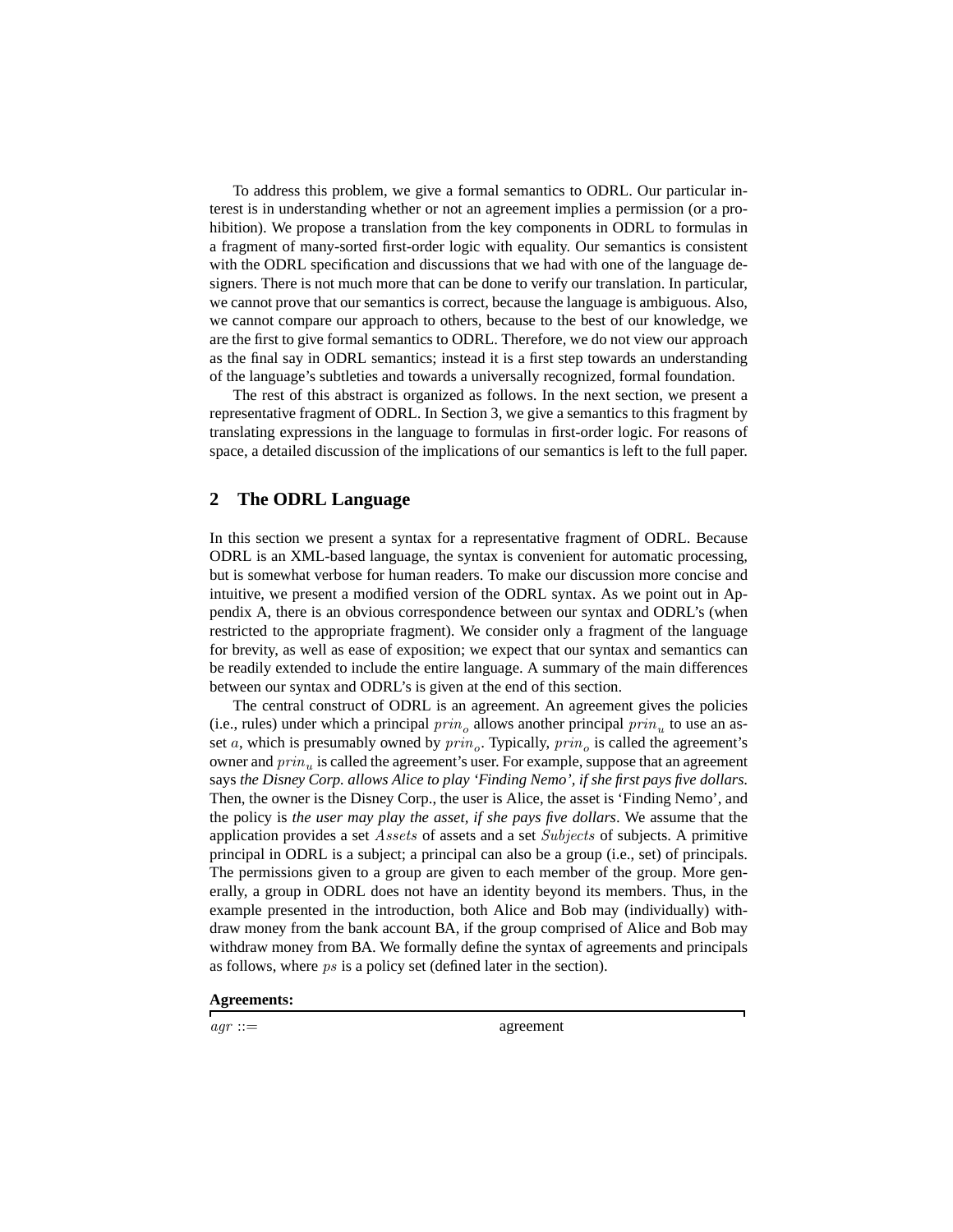To address this problem, we give a formal semantics to ODRL. Our particular interest is in understanding whether or not an agreement implies a permission (or a prohibition). We propose a translation from the key components in ODRL to formulas in a fragment of many-sorted first-order logic with equality. Our semantics is consistent with the ODRL specification and discussions that we had with one of the language designers. There is not much more that can be done to verify our translation. In particular, we cannot prove that our semantics is correct, because the language is ambiguous. Also, we cannot compare our approach to others, because to the best of our knowledge, we are the first to give formal semantics to ODRL. Therefore, we do not view our approach as the final say in ODRL semantics; instead it is a first step towards an understanding of the language's subtleties and towards a universally recognized, formal foundation.

The rest of this abstract is organized as follows. In the next section, we present a representative fragment of ODRL. In Section 3, we give a semantics to this fragment by translating expressions in the language to formulas in first-order logic. For reasons of space, a detailed discussion of the implications of our semantics is left to the full paper.

## 2 The ODRL Language

In this section we present a syntax for a representative fragment of ODRL. Because ODRL is an XML-based language, the syntax is convenient for automatic processing, but is somewhat verbose for human readers. To make our discussion more concise and intuitive, we present a modified version of the ODRL syntax. As we point out in Appendix A, there is an obvious correspondence between our syntax and ODRL's (when restricted to the appropriate fragment). We consider only a fragment of the language for brevity, as well as ease of exposition; we expect that our syntax and semantics can be readily extended to include the entire language. A summary of the main differences between our syntax and ODRL's is given at the end of this section.

The central construct of ODRL is an agreement. An agreement gives the policies (i.e., rules) under which a principal $prin_o$ allows another principal $prin_u$ to use an asset $a$, which is presumably owned by $prin_o$. Typically, $prin_o$ is called the agreement's owner and $prin_u$ is called the agreement's user. For example, suppose that an agreement says *the Disney Corp. allows Alice to play 'Finding Nemo', if she first pays five dollars*. Then, the owner is the Disney Corp., the user is Alice, the asset is 'Finding Nemo', and the policy is *the user may play the asset, if she pays five dollars*. We assume that the application provides a set $Assets$ of assets and a set $Subjects$ of subjects. A primitive principal in ODRL is a subject; a principal can also be a group (i.e., set) of principals. The permissions given to a group are given to each member of the group. More generally, a group in ODRL does not have an identity beyond its members. Thus, in the example presented in the introduction, both Alice and Bob may (individually) withdraw money from the bank account BA, if the group comprised of Alice and Bob may withdraw money from BA. We formally define the syntax of agreements and principals as follows, where $ps$ is a policy set (defined later in the section).

**Agreements:**

$agr ::=$ agreement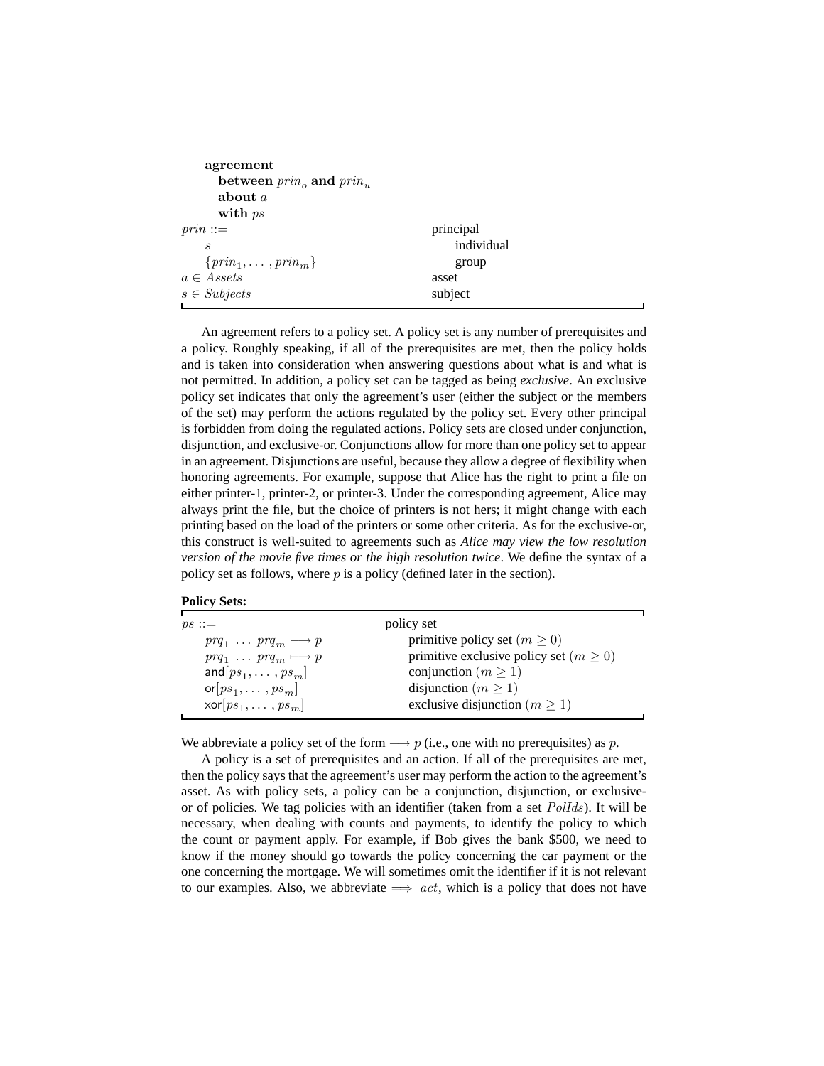**agreement**
  **between** $prin_o$ **and** $prin_u$
  **about** $a$
  **with** $ps$

| | |
|---|---|
| $prin ::=$ | principal |
| $s$ | individual |
| $\{prin_1, \ldots, prin_m\}$ | group |
| $a \in Assets$ | asset |
| $s \in Subjects$ | subject |

An agreement refers to a policy set. A policy set is any number of prerequisites and a policy. Roughly speaking, if all of the prerequisites are met, then the policy holds and is taken into consideration when answering questions about what is and what is not permitted. In addition, a policy set can be tagged as being *exclusive*. An exclusive policy set indicates that only the agreement's user (either the subject or the members of the set) may perform the actions regulated by the policy set. Every other principal is forbidden from doing the regulated actions. Policy sets are closed under conjunction, disjunction, and exclusive-or. Conjunctions allow for more than one policy set to appear in an agreement. Disjunctions are useful, because they allow a degree of flexibility when honoring agreements. For example, suppose that Alice has the right to print a file on either printer-1, printer-2, or printer-3. Under the corresponding agreement, Alice may always print the file, but the choice of printers is not hers; it might change with each printing based on the load of the printers or some other criteria. As for the exclusive-or, this construct is well-suited to agreements such as *Alice may view the low resolution version of the movie five times or the high resolution twice*. We define the syntax of a policy set as follows, where $p$ is a policy (defined later in the section).

**Policy Sets:**

| | |
|---|---|
| $ps ::=$ | policy set |
| $prq_1 \ \ldots \ prq_m \longrightarrow p$ | primitive policy set $(m \geq 0)$ |
| $prq_1 \ \ldots \ prq_m \longmapsto p$ | primitive exclusive policy set $(m \geq 0)$ |
| $\mathsf{and}[ps_1, \ldots, ps_m]$ | conjunction $(m \geq 1)$ |
| $\mathsf{or}[ps_1, \ldots, ps_m]$ | disjunction $(m \geq 1)$ |
| $\mathsf{xor}[ps_1, \ldots, ps_m]$ | exclusive disjunction $(m \geq 1)$ |

We abbreviate a policy set of the form $\longrightarrow p$ (i.e., one with no prerequisites) as $p$.

A policy is a set of prerequisites and an action. If all of the prerequisites are met, then the policy says that the agreement's user may perform the action to the agreement's asset. As with policy sets, a policy can be a conjunction, disjunction, or exclusive-or of policies. We tag policies with an identifier (taken from a set $PolIds$). It will be necessary, when dealing with counts and payments, to identify the policy to which the count or payment apply. For example, if Bob gives the bank \$500, we need to know if the money should go towards the policy concerning the car payment or the one concerning the mortgage. We will sometimes omit the identifier if it is not relevant to our examples. Also, we abbreviate $\Longrightarrow \ act$, which is a policy that does not have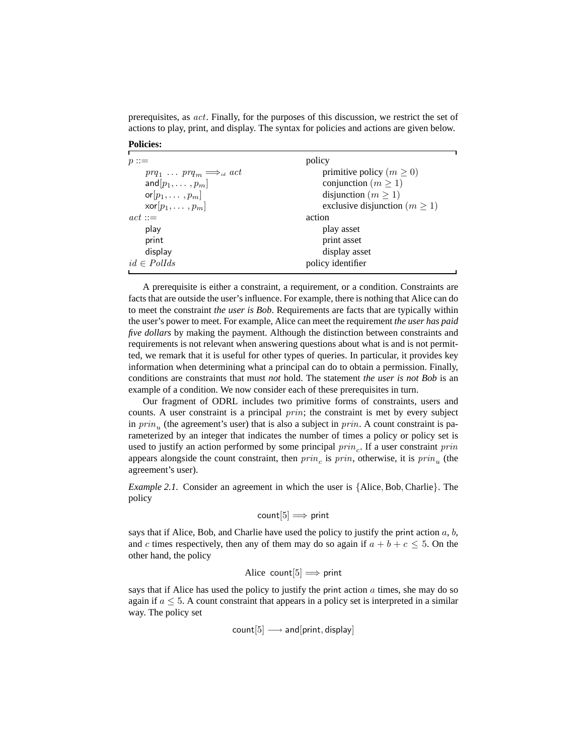prerequisites, as $act$. Finally, for the purposes of this discussion, we restrict the set of actions to play, print, and display. The syntax for policies and actions are given below.

**Policies:**

| | |
|---|---|
| $p ::=$ | policy |
| $prq_1 \ \dots \ prq_m \Longrightarrow_{id} act$ | primitive policy ($m \geq 0$) |
| $\mathsf{and}[p_1, \dots, p_m]$ | conjunction ($m \geq 1$) |
| $\mathsf{or}[p_1, \dots, p_m]$ | disjunction ($m \geq 1$) |
| $\mathsf{xor}[p_1, \dots, p_m]$ | exclusive disjunction ($m \geq 1$) |
| $act ::=$ | action |
| play | play asset |
| print | print asset |
| display | display asset |
| $id \in PolIds$ | policy identifier |

A prerequisite is either a constraint, a requirement, or a condition. Constraints are facts that are outside the user's influence. For example, there is nothing that Alice can do to meet the constraint *the user is Bob*. Requirements are facts that are typically within the user's power to meet. For example, Alice can meet the requirement *the user has paid five dollars* by making the payment. Although the distinction between constraints and requirements is not relevant when answering questions about what is and is not permitted, we remark that it is useful for other types of queries. In particular, it provides key information when determining what a principal can do to obtain a permission. Finally, conditions are constraints that must *not* hold. The statement *the user is not Bob* is an example of a condition. We now consider each of these prerequisites in turn.

Our fragment of ODRL includes two primitive forms of constraints, users and counts. A user constraint is a principal $prin$; the constraint is met by every subject in $prin_u$ (the agreement's user) that is also a subject in $prin$. A count constraint is parameterized by an integer that indicates the number of times a policy or policy set is used to justify an action performed by some principal $prin_c$. If a user constraint $prin$ appears alongside the count constraint, then $prin_c$ is $prin$, otherwise, it is $prin_u$ (the agreement's user).

*Example 2.1.* Consider an agreement in which the user is $\{\text{Alice}, \text{Bob}, \text{Charlie}\}$. The policy

$$\mathsf{count}[5] \Longrightarrow \mathsf{print}$$

says that if Alice, Bob, and Charlie have used the policy to justify the print action $a$, $b$, and $c$ times respectively, then any of them may do so again if $a + b + c \leq 5$. On the other hand, the policy

$$\text{Alice} \ \ \mathsf{count}[5] \Longrightarrow \mathsf{print}$$

says that if Alice has used the policy to justify the print action $a$ times, she may do so again if $a \leq 5$. A count constraint that appears in a policy set is interpreted in a similar way. The policy set

$$\mathsf{count}[5] \longrightarrow \mathsf{and}[\mathsf{print}, \mathsf{display}]$$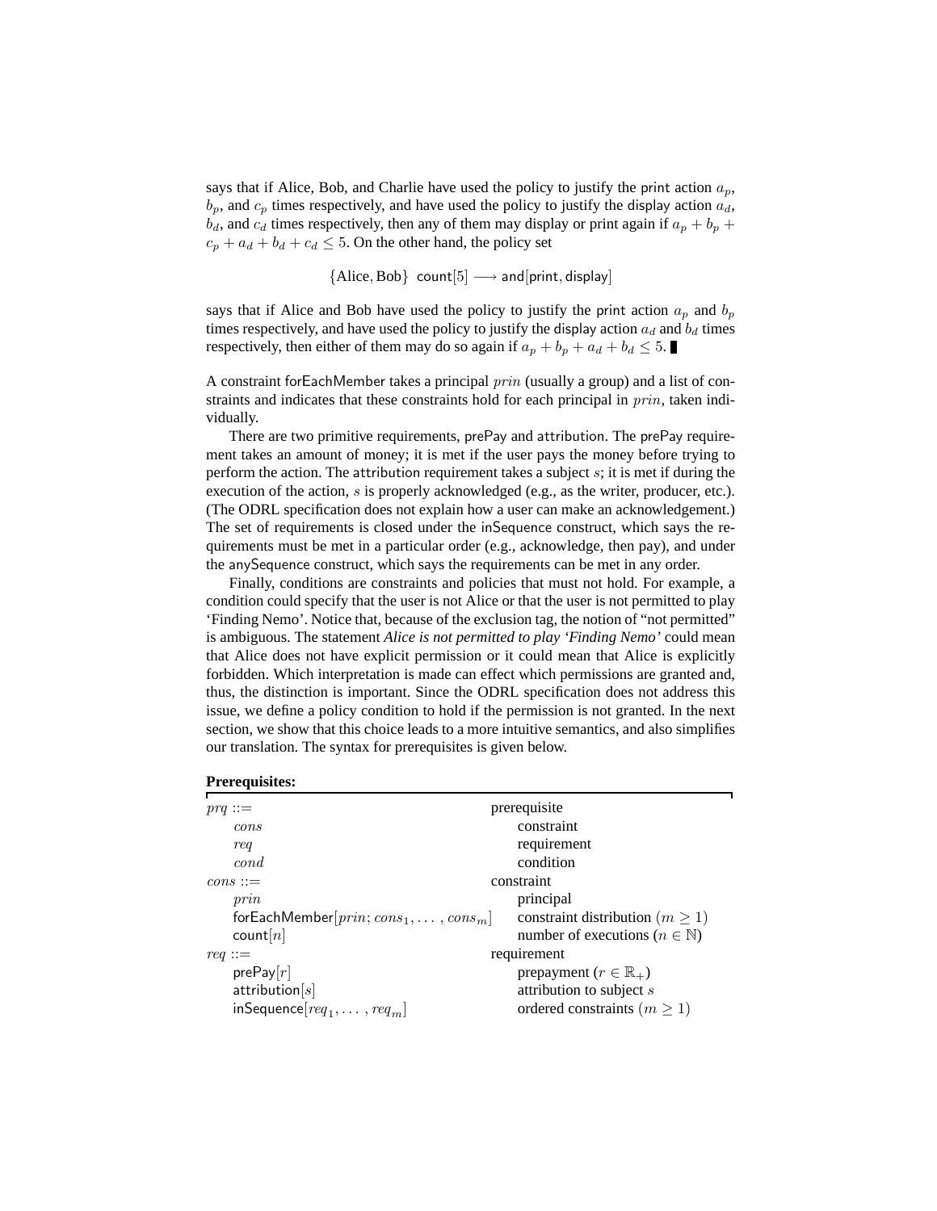says that if Alice, Bob, and Charlie have used the policy to justify the print action $a_p$, $b_p$, and $c_p$ times respectively, and have used the policy to justify the display action $a_d$, $b_d$, and $c_d$ times respectively, then any of them may display or print again if $a_p + b_p + c_p + a_d + b_d + c_d \leq 5$. On the other hand, the policy set

$$\{\mathsf{Alice}, \mathsf{Bob}\}\ \ \mathsf{count}[5] \longrightarrow \mathsf{and}[\mathsf{print}, \mathsf{display}]$$

says that if Alice and Bob have used the policy to justify the print action $a_p$ and $b_p$ times respectively, and have used the policy to justify the display action $a_d$ and $b_d$ times respectively, then either of them may do so again if $a_p + b_p + a_d + b_d \leq 5$. ∎

A constraint forEachMember takes a principal $prin$ (usually a group) and a list of constraints and indicates that these constraints hold for each principal in $prin$, taken individually.

There are two primitive requirements, prePay and attribution. The prePay requirement takes an amount of money; it is met if the user pays the money before trying to perform the action. The attribution requirement takes a subject $s$; it is met if during the execution of the action, $s$ is properly acknowledged (e.g., as the writer, producer, etc.). (The ODRL specification does not explain how a user can make an acknowledgement.) The set of requirements is closed under the inSequence construct, which says the requirements must be met in a particular order (e.g., acknowledge, then pay), and under the anySequence construct, which says the requirements can be met in any order.

Finally, conditions are constraints and policies that must not hold. For example, a condition could specify that the user is not Alice or that the user is not permitted to play 'Finding Nemo'. Notice that, because of the exclusion tag, the notion of "not permitted" is ambiguous. The statement *Alice is not permitted to play 'Finding Nemo'* could mean that Alice does not have explicit permission or it could mean that Alice is explicitly forbidden. Which interpretation is made can effect which permissions are granted and, thus, the distinction is important. Since the ODRL specification does not address this issue, we define a policy condition to hold if the permission is not granted. In the next section, we show that this choice leads to a more intuitive semantics, and also simplifies our translation. The syntax for prerequisites is given below.

**Prerequisites:**

| | |
|---|---|
| $prq$ ::= | prerequisite |
| $\quad cons$ | constraint |
| $\quad req$ | requirement |
| $\quad cond$ | condition |
| $cons$ ::= | constraint |
| $\quad prin$ | principal |
| $\quad \mathsf{forEachMember}[prin; cons_1, \dots, cons_m]$ | constraint distribution $(m \geq 1)$ |
| $\quad \mathsf{count}[n]$ | number of executions $(n \in \mathbb{N})$ |
| $req$ ::= | requirement |
| $\quad \mathsf{prePay}[r]$ | prepayment $(r \in \mathbb{R}_+)$ |
| $\quad \mathsf{attribution}[s]$ | attribution to subject $s$ |
| $\quad \mathsf{inSequence}[req_1, \dots, req_m]$ | ordered constraints $(m \geq 1)$ |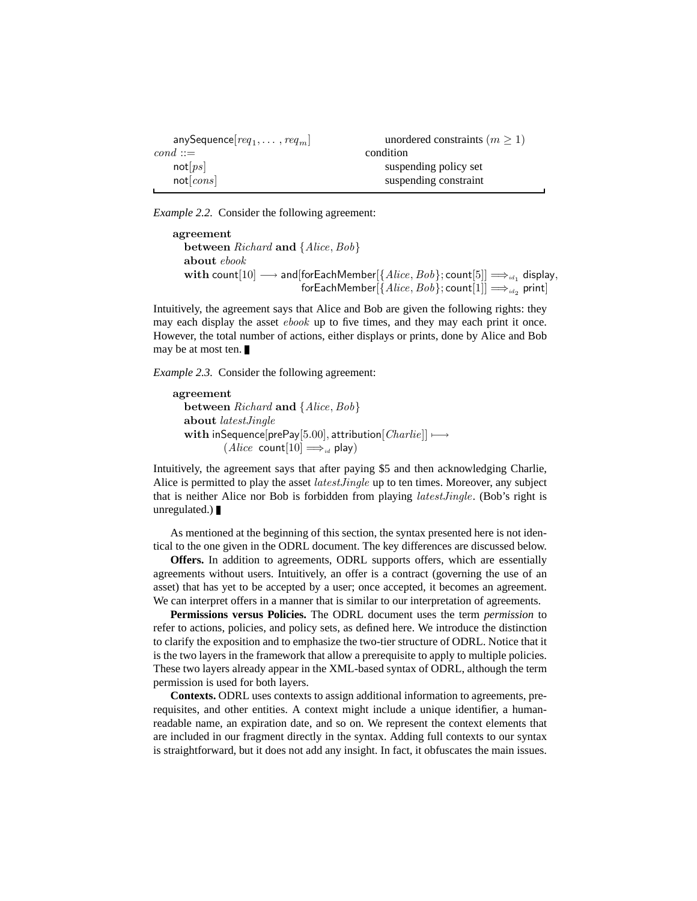| | |
|---|---|
| $\mathsf{anySequence}[req_1, \ldots, req_m]$ | unordered constraints ($m \geq 1$) |
| $cond$ ::= | condition |
| $\mathsf{not}[ps]$ | suspending policy set |
| $\mathsf{not}[cons]$ | suspending constraint |

*Example 2.2.* Consider the following agreement:

$$
\begin{array}{l}
\textbf{agreement} \\
\quad \textbf{between } \mathit{Richard} \textbf{ and } \{\mathit{Alice}, \mathit{Bob}\} \\
\quad \textbf{about } \mathit{ebook} \\
\quad \textbf{with } \mathsf{count}[10] \longrightarrow \mathsf{and}[\mathsf{forEachMember}[\{\mathit{Alice}, \mathit{Bob}\}; \mathsf{count}[5]] \Longrightarrow_{id_1} \mathsf{display}, \\
\qquad\qquad\qquad\qquad\qquad \mathsf{forEachMember}[\{\mathit{Alice}, \mathit{Bob}\}; \mathsf{count}[1]] \Longrightarrow_{id_2} \mathsf{print}]
\end{array}
$$

Intuitively, the agreement says that Alice and Bob are given the following rights: they may each display the asset $\mathit{ebook}$ up to five times, and they may each print it once. However, the total number of actions, either displays or prints, done by Alice and Bob may be at most ten. ∎

*Example 2.3.* Consider the following agreement:

$$
\begin{array}{l}
\textbf{agreement} \\
\quad \textbf{between } \mathit{Richard} \textbf{ and } \{\mathit{Alice}, \mathit{Bob}\} \\
\quad \textbf{about } \mathit{latestJingle} \\
\quad \textbf{with } \mathsf{inSequence}[\mathsf{prePay}[5.00], \mathsf{attribution}[\mathit{Charlie}]] \longmapsto \\
\qquad\qquad (\mathit{Alice}\ \ \mathsf{count}[10] \Longrightarrow_{id} \mathsf{play})
\end{array}
$$

Intuitively, the agreement says that after paying \$5 and then acknowledging Charlie, Alice is permitted to play the asset $\mathit{latestJingle}$ up to ten times. Moreover, any subject that is neither Alice nor Bob is forbidden from playing $\mathit{latestJingle}$. (Bob's right is unregulated.) ∎

As mentioned at the beginning of this section, the syntax presented here is not identical to the one given in the ODRL document. The key differences are discussed below.

**Offers.** In addition to agreements, ODRL supports offers, which are essentially agreements without users. Intuitively, an offer is a contract (governing the use of an asset) that has yet to be accepted by a user; once accepted, it becomes an agreement. We can interpret offers in a manner that is similar to our interpretation of agreements.

**Permissions versus Policies.** The ODRL document uses the term *permission* to refer to actions, policies, and policy sets, as defined here. We introduce the distinction to clarify the exposition and to emphasize the two-tier structure of ODRL. Notice that it is the two layers in the framework that allow a prerequisite to apply to multiple policies. These two layers already appear in the XML-based syntax of ODRL, although the term permission is used for both layers.

**Contexts.** ODRL uses contexts to assign additional information to agreements, prerequisites, and other entities. A context might include a unique identifier, a human-readable name, an expiration date, and so on. We represent the context elements that are included in our fragment directly in the syntax. Adding full contexts to our syntax is straightforward, but it does not add any insight. In fact, it obfuscates the main issues.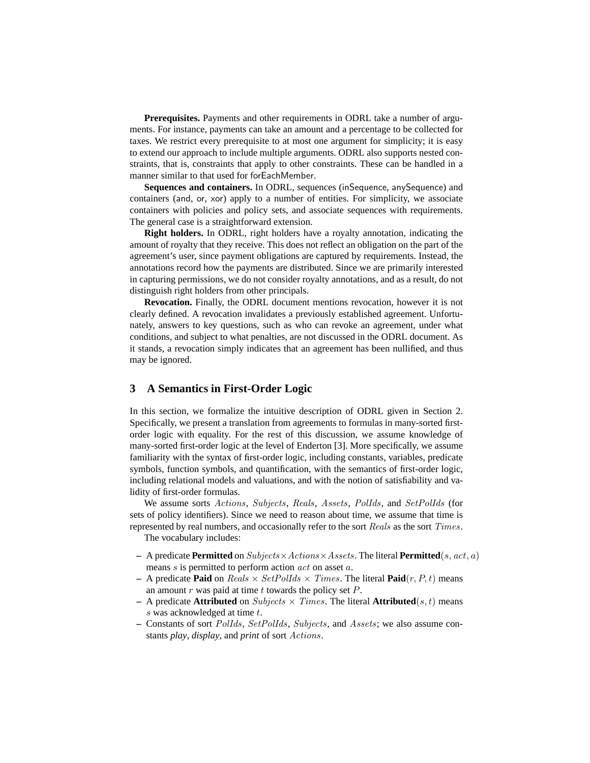**Prerequisites.** Payments and other requirements in ODRL take a number of arguments. For instance, payments can take an amount and a percentage to be collected for taxes. We restrict every prerequisite to at most one argument for simplicity; it is easy to extend our approach to include multiple arguments. ODRL also supports nested constraints, that is, constraints that apply to other constraints. These can be handled in a manner similar to that used for forEachMember.

**Sequences and containers.** In ODRL, sequences (inSequence, anySequence) and containers (and, or, xor) apply to a number of entities. For simplicity, we associate containers with policies and policy sets, and associate sequences with requirements. The general case is a straightforward extension.

**Right holders.** In ODRL, right holders have a royalty annotation, indicating the amount of royalty that they receive. This does not reflect an obligation on the part of the agreement's user, since payment obligations are captured by requirements. Instead, the annotations record how the payments are distributed. Since we are primarily interested in capturing permissions, we do not consider royalty annotations, and as a result, do not distinguish right holders from other principals.

**Revocation.** Finally, the ODRL document mentions revocation, however it is not clearly defined. A revocation invalidates a previously established agreement. Unfortunately, answers to key questions, such as who can revoke an agreement, under what conditions, and subject to what penalties, are not discussed in the ODRL document. As it stands, a revocation simply indicates that an agreement has been nullified, and thus may be ignored.

## 3 A Semantics in First-Order Logic

In this section, we formalize the intuitive description of ODRL given in Section 2. Specifically, we present a translation from agreements to formulas in many-sorted first-order logic with equality. For the rest of this discussion, we assume knowledge of many-sorted first-order logic at the level of Enderton [3]. More specifically, we assume familiarity with the syntax of first-order logic, including constants, variables, predicate symbols, function symbols, and quantification, with the semantics of first-order logic, including relational models and valuations, and with the notion of satisfiability and validity of first-order formulas.

We assume sorts $Actions$, $Subjects$, $Reals$, $Assets$, $PolIds$, and $SetPolIds$ (for sets of policy identifiers). Since we need to reason about time, we assume that time is represented by real numbers, and occasionally refer to the sort $Reals$ as the sort $Times$.

The vocabulary includes:

- A predicate **Permitted** on $Subjects \times Actions \times Assets$. The literal **Permitted**$(s, act, a)$ means $s$ is permitted to perform action $act$ on asset $a$.
- A predicate **Paid** on $Reals \times SetPolIds \times Times$. The literal **Paid**$(r, P, t)$ means an amount $r$ was paid at time $t$ towards the policy set $P$.
- A predicate **Attributed** on $Subjects \times Times$. The literal **Attributed**$(s, t)$ means $s$ was acknowledged at time $t$.
- Constants of sort $PolIds$, $SetPolIds$, $Subjects$, and $Assets$; we also assume constants *play*, *display*, and *print* of sort $Actions$.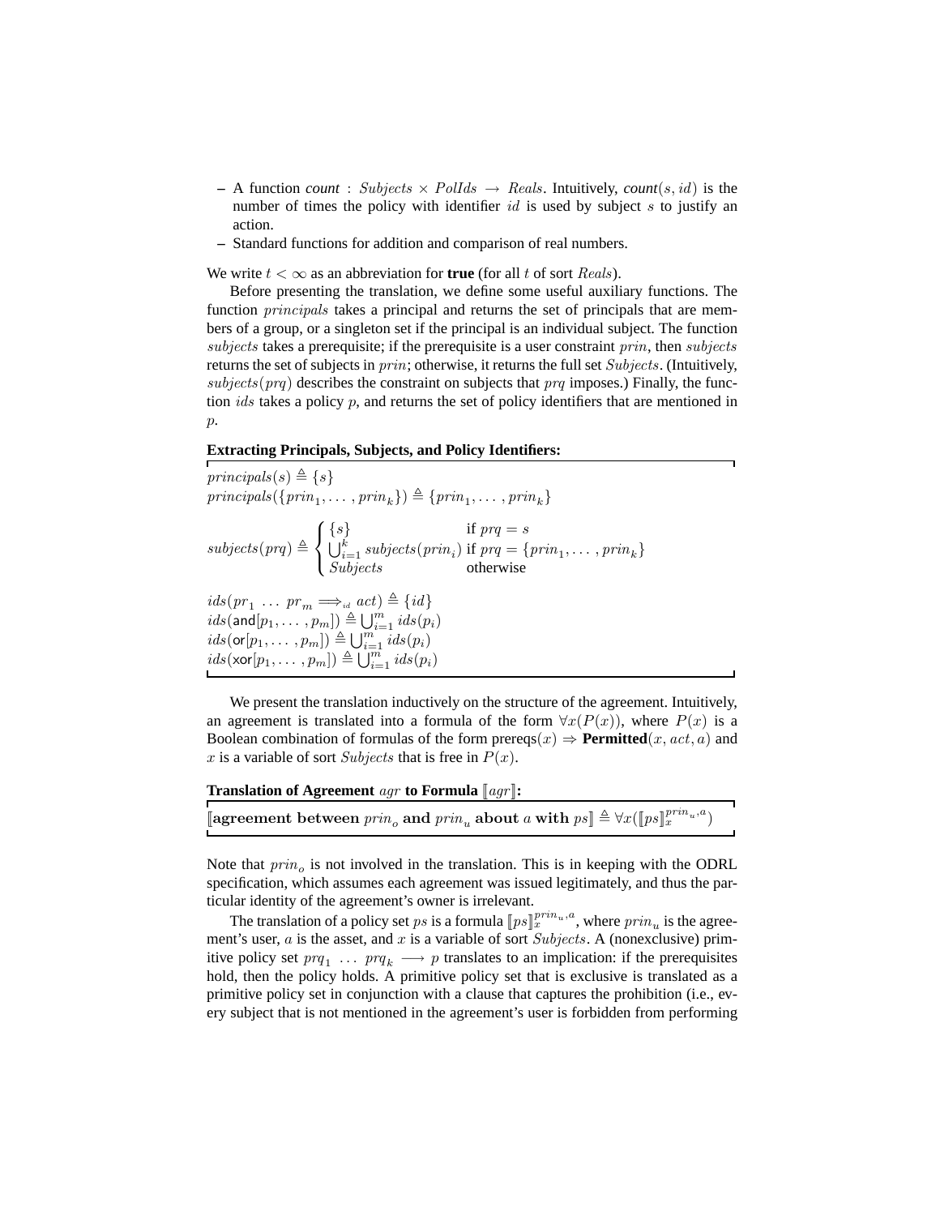– A function *count* : $Subjects \times PolIds \rightarrow Reals$. Intuitively, *count*$(s, id)$ is the number of times the policy with identifier $id$ is used by subject $s$ to justify an action.
– Standard functions for addition and comparison of real numbers.

We write $t < \infty$ as an abbreviation for **true** (for all $t$ of sort $Reals$).

Before presenting the translation, we define some useful auxiliary functions. The function $principals$ takes a principal and returns the set of principals that are members of a group, or a singleton set if the principal is an individual subject. The function $subjects$ takes a prerequisite; if the prerequisite is a user constraint $prin$, then $subjects$ returns the set of subjects in $prin$; otherwise, it returns the full set $Subjects$. (Intuitively, $subjects(prq)$ describes the constraint on subjects that $prq$ imposes.) Finally, the function $ids$ takes a policy $p$, and returns the set of policy identifiers that are mentioned in $p$.

**Extracting Principals, Subjects, and Policy Identifiers:**

$$principals(s) \triangleq \{s\}$$
$$principals(\{prin_1, \ldots, prin_k\}) \triangleq \{prin_1, \ldots, prin_k\}$$

$$subjects(prq) \triangleq \begin{cases} \{s\} & \text{if } prq = s \\ \bigcup_{i=1}^{k} subjects(prin_i) & \text{if } prq = \{prin_1, \ldots, prin_k\} \\ Subjects & \text{otherwise} \end{cases}$$

$$ids(pr_1 \ \ldots \ pr_m \Longrightarrow_{id} act) \triangleq \{id\}$$
$$ids(\mathsf{and}[p_1, \ldots, p_m]) \triangleq \bigcup_{i=1}^{m} ids(p_i)$$
$$ids(\mathsf{or}[p_1, \ldots, p_m]) \triangleq \bigcup_{i=1}^{m} ids(p_i)$$
$$ids(\mathsf{xor}[p_1, \ldots, p_m]) \triangleq \bigcup_{i=1}^{m} ids(p_i)$$

We present the translation inductively on the structure of the agreement. Intuitively, an agreement is translated into a formula of the form $\forall x(P(x))$, where $P(x)$ is a Boolean combination of formulas of the form prereqs$(x) \Rightarrow$ **Permitted**$(x, act, a)$ and $x$ is a variable of sort $Subjects$ that is free in $P(x)$.

**Translation of Agreement $agr$ to Formula $[\![agr]\!]$:**

$$[\![\textbf{agreement between } prin_o \textbf{ and } prin_u \textbf{ about } a \textbf{ with } ps]\!] \triangleq \forall x([\![ps]\!]_x^{prin_u, a})$$

Note that $prin_o$ is not involved in the translation. This is in keeping with the ODRL specification, which assumes each agreement was issued legitimately, and thus the particular identity of the agreement's owner is irrelevant.

The translation of a policy set $ps$ is a formula $[\![ps]\!]_x^{prin_u, a}$, where $prin_u$ is the agreement's user, $a$ is the asset, and $x$ is a variable of sort $Subjects$. A (nonexclusive) primitive policy set $prq_1 \ \ldots \ prq_k \longrightarrow p$ translates to an implication: if the prerequisites hold, then the policy holds. A primitive policy set that is exclusive is translated as a primitive policy set in conjunction with a clause that captures the prohibition (i.e., every subject that is not mentioned in the agreement's user is forbidden from performing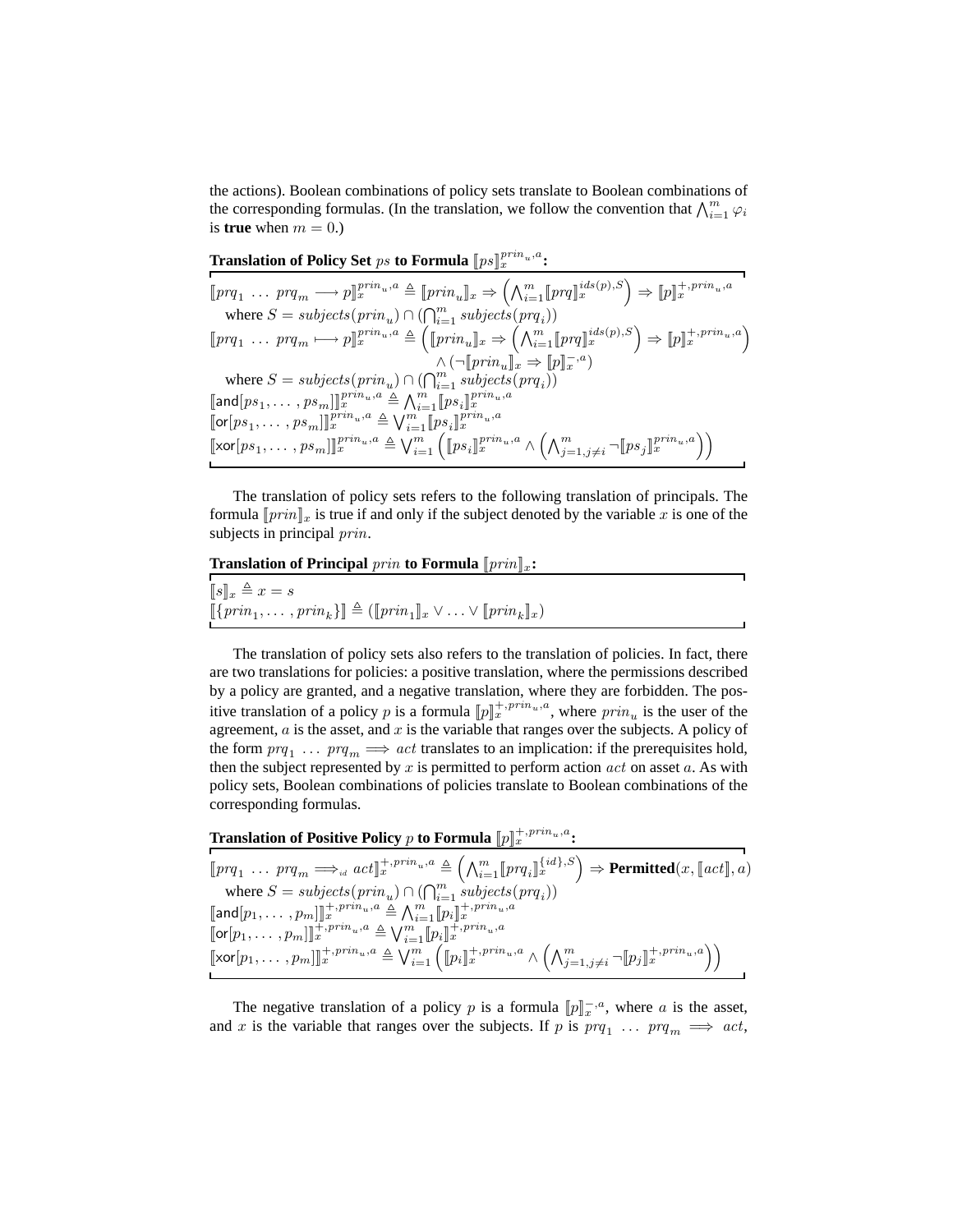the actions). Boolean combinations of policy sets translate to Boolean combinations of the corresponding formulas. (In the translation, we follow the convention that $\bigwedge_{i=1}^{m} \varphi_i$ is **true** when $m = 0$.)

**Translation of Policy Set $ps$ to Formula $[\![ps]\!]_x^{prin_u,a}$:**

$[\![prq_1 \ \ldots \ prq_m \longrightarrow p]\!]_x^{prin_u,a} \triangleq [\![prin_u]\!]_x \Rightarrow \left(\bigwedge_{i=1}^{m} [\![prq]\!]_x^{ids(p),S}\right) \Rightarrow [\![p]\!]_x^{+,prin_u,a}$

where $S = subjects(prin_u) \cap (\bigcap_{i=1}^{m} subjects(prq_i))$

$[\![prq_1 \ \ldots \ prq_m \longmapsto p]\!]_x^{prin_u,a} \triangleq \left([\![prin_u]\!]_x \Rightarrow \left(\bigwedge_{i=1}^{m} [\![prq]\!]_x^{ids(p),S}\right) \Rightarrow [\![p]\!]_x^{+,prin_u,a}\right) \wedge (\neg [\![prin_u]\!]_x \Rightarrow [\![p]\!]_x^{-,a})$

where $S = subjects(prin_u) \cap (\bigcap_{i=1}^{m} subjects(prq_i))$

$[\![\mathsf{and}[ps_1, \ldots, ps_m]]\!]_x^{prin_u,a} \triangleq \bigwedge_{i=1}^{m} [\![ps_i]\!]_x^{prin_u,a}$

$[\![\mathsf{or}[ps_1, \ldots, ps_m]]\!]_x^{prin_u,a} \triangleq \bigvee_{i=1}^{m} [\![ps_i]\!]_x^{prin_u,a}$

$[\![\mathsf{xor}[ps_1, \ldots, ps_m]]\!]_x^{prin_u,a} \triangleq \bigvee_{i=1}^{m} \left([\![ps_i]\!]_x^{prin_u,a} \wedge \left(\bigwedge_{j=1, j\neq i}^{m} \neg [\![ps_j]\!]_x^{prin_u,a}\right)\right)$

The translation of policy sets refers to the following translation of principals. The formula $[\![prin]\!]_x$ is true if and only if the subject denoted by the variable $x$ is one of the subjects in principal $prin$.

**Translation of Principal $prin$ to Formula $[\![prin]\!]_x$:**

$[\![s]\!]_x \triangleq x = s$

$[\![\{prin_1, \ldots, prin_k\}]\!] \triangleq ([\![prin_1]\!]_x \vee \ldots \vee [\![prin_k]\!]_x)$

The translation of policy sets also refers to the translation of policies. In fact, there are two translations for policies: a positive translation, where the permissions described by a policy are granted, and a negative translation, where they are forbidden. The positive translation of a policy $p$ is a formula $[\![p]\!]_x^{+,prin_u,a}$, where $prin_u$ is the user of the agreement, $a$ is the asset, and $x$ is the variable that ranges over the subjects. A policy of the form $prq_1 \ \ldots \ prq_m \Longrightarrow act$ translates to an implication: if the prerequisites hold, then the subject represented by $x$ is permitted to perform action $act$ on asset $a$. As with policy sets, Boolean combinations of policies translate to Boolean combinations of the corresponding formulas.

**Translation of Positive Policy $p$ to Formula $[\![p]\!]_x^{+,prin_u,a}$:**

$[\![prq_1 \ \ldots \ prq_m \Longrightarrow_{id} act]\!]_x^{+,prin_u,a} \triangleq \left(\bigwedge_{i=1}^{m} [\![prq_i]\!]_x^{\{id\},S}\right) \Rightarrow \textbf{Permitted}(x, [\![act]\!], a)$

where $S = subjects(prin_u) \cap (\bigcap_{i=1}^{m} subjects(prq_i))$

$[\![\mathsf{and}[p_1, \ldots, p_m]]\!]_x^{+,prin_u,a} \triangleq \bigwedge_{i=1}^{m} [\![p_i]\!]_x^{+,prin_u,a}$

$[\![\mathsf{or}[p_1, \ldots, p_m]]\!]_x^{+,prin_u,a} \triangleq \bigvee_{i=1}^{m} [\![p_i]\!]_x^{+,prin_u,a}$

$[\![\mathsf{xor}[p_1, \ldots, p_m]]\!]_x^{+,prin_u,a} \triangleq \bigvee_{i=1}^{m} \left([\![p_i]\!]_x^{+,prin_u,a} \wedge \left(\bigwedge_{j=1, j\neq i}^{m} \neg [\![p_j]\!]_x^{+,prin_u,a}\right)\right)$

The negative translation of a policy $p$ is a formula $[\![p]\!]_x^{-,a}$, where $a$ is the asset, and $x$ is the variable that ranges over the subjects. If $p$ is $prq_1 \ \ldots \ prq_m \Longrightarrow act$,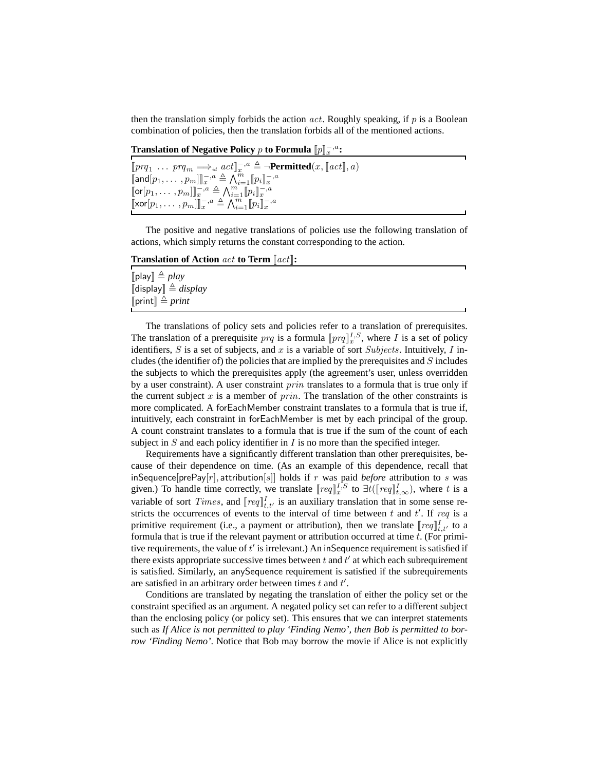then the translation simply forbids the action $act$. Roughly speaking, if $p$ is a Boolean combination of policies, then the translation forbids all of the mentioned actions.

**Translation of Negative Policy $p$ to Formula $[\![p]\!]_x^{-,a}$:**

$[\![prq_1 \ \ldots \ prq_m \Longrightarrow_{id} act]\!]_x^{-,a} \triangleq \neg\mathbf{Permitted}(x, [\![act]\!], a)$
$[\![\mathsf{and}[p_1, \ldots, p_m]]\!]_x^{-,a} \triangleq \bigwedge_{i=1}^{m} [\![p_i]\!]_x^{-,a}$
$[\![\mathsf{or}[p_1, \ldots, p_m]]\!]_x^{-,a} \triangleq \bigwedge_{i=1}^{m} [\![p_i]\!]_x^{-,a}$
$[\![\mathsf{xor}[p_1, \ldots, p_m]]\!]_x^{-,a} \triangleq \bigwedge_{i=1}^{m} [\![p_i]\!]_x^{-,a}$

The positive and negative translations of policies use the following translation of actions, which simply returns the constant corresponding to the action.

**Translation of Action $act$ to Term $[\![act]\!]$:**

$[\![\mathsf{play}]\!] \triangleq$ *play*
$[\![\mathsf{display}]\!] \triangleq$ *display*
$[\![\mathsf{print}]\!] \triangleq$ *print*

The translations of policy sets and policies refer to a translation of prerequisites. The translation of a prerequisite $prq$ is a formula $[\![prq]\!]_x^{I,S}$, where $I$ is a set of policy identifiers, $S$ is a set of subjects, and $x$ is a variable of sort $Subjects$. Intuitively, $I$ includes (the identifier of) the policies that are implied by the prerequisites and $S$ includes the subjects to which the prerequisites apply (the agreement's user, unless overridden by a user constraint). A user constraint $prin$ translates to a formula that is true only if the current subject $x$ is a member of $prin$. The translation of the other constraints is more complicated. A forEachMember constraint translates to a formula that is true if, intuitively, each constraint in forEachMember is met by each principal of the group. A count constraint translates to a formula that is true if the sum of the count of each subject in $S$ and each policy identifier in $I$ is no more than the specified integer.

Requirements have a significantly different translation than other prerequisites, because of their dependence on time. (As an example of this dependence, recall that inSequence[prePay[$r$], attribution[$s$]] holds if $r$ was paid *before* attribution to $s$ was given.) To handle time correctly, we translate $[\![req]\!]_x^{I,S}$ to $\exists t([\![req]\!]_{t,\infty}^{I})$, where $t$ is a variable of sort $Times$, and $[\![req]\!]_{t,t'}^{I}$ is an auxiliary translation that in some sense restricts the occurrences of events to the interval of time between $t$ and $t'$. If $req$ is a primitive requirement (i.e., a payment or attribution), then we translate $[\![req]\!]_{t,t'}^{I}$ to a formula that is true if the relevant payment or attribution occurred at time $t$. (For primitive requirements, the value of $t'$ is irrelevant.) An inSequence requirement is satisfied if there exists appropriate successive times between $t$ and $t'$ at which each subrequirement is satisfied. Similarly, an anySequence requirement is satisfied if the subrequirements are satisfied in an arbitrary order between times $t$ and $t'$.

Conditions are translated by negating the translation of either the policy set or the constraint specified as an argument. A negated policy set can refer to a different subject than the enclosing policy (or policy set). This ensures that we can interpret statements such as *If Alice is not permitted to play 'Finding Nemo', then Bob is permitted to borrow 'Finding Nemo'*. Notice that Bob may borrow the movie if Alice is not explicitly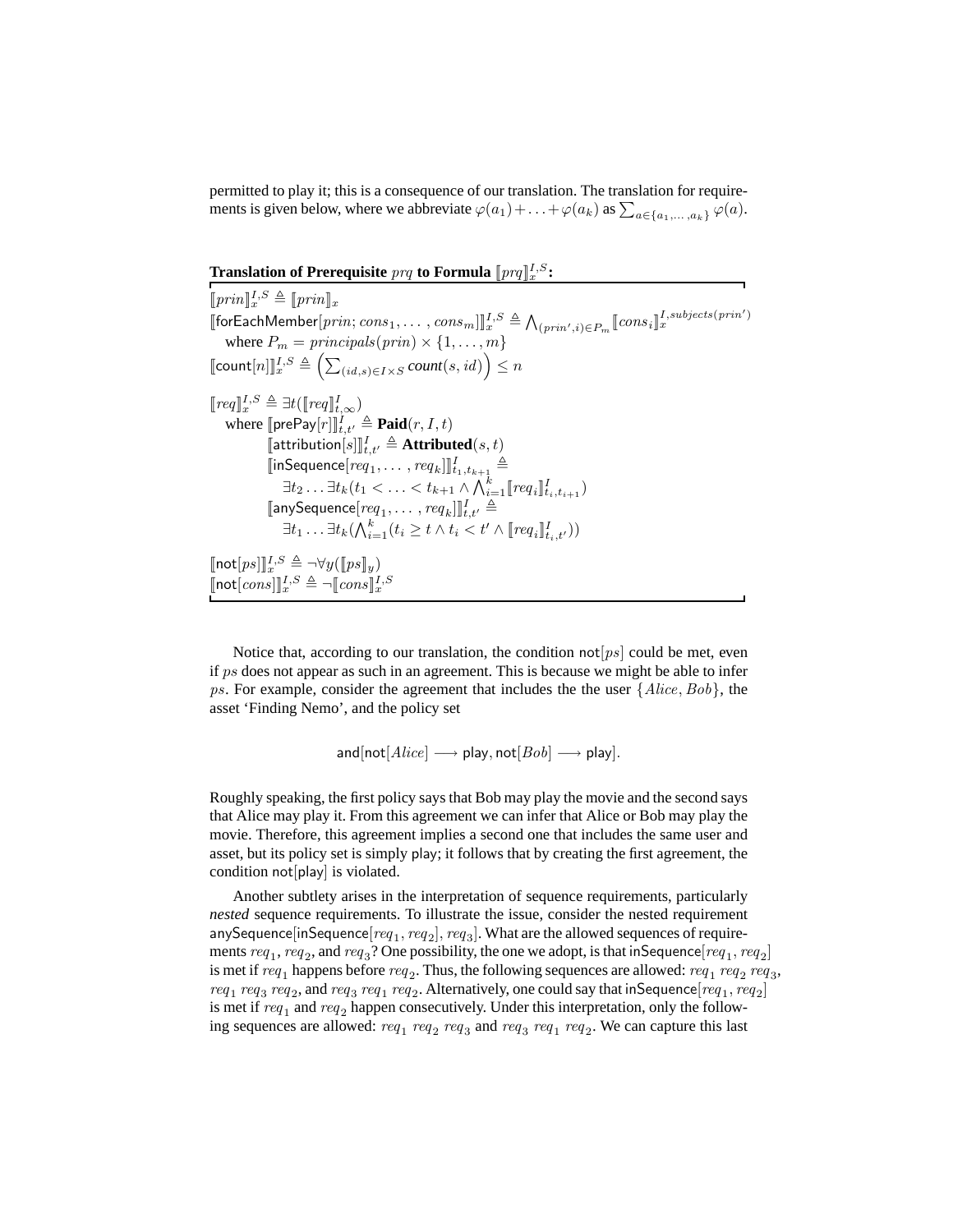permitted to play it; this is a consequence of our translation. The translation for requirements is given below, where we abbreviate $\varphi(a_1) + \ldots + \varphi(a_k)$ as $\sum_{a \in \{a_1,\ldots,a_k\}} \varphi(a)$.

**Translation of Prerequisite $prq$ to Formula $[\![prq]\!]_x^{I,S}$:**

$[\![prin]\!]_x^{I,S} \triangleq [\![prin]\!]_x$

$[\![\mathsf{forEachMember}[prin; cons_1, \ldots, cons_m]]\!]_x^{I,S} \triangleq \bigwedge_{(prin',i) \in P_m} [\![cons_i]\!]_x^{I,subjects(prin')}$

where $P_m = principals(prin) \times \{1, \ldots, m\}$

$[\![\mathsf{count}[n]]\!]_x^{I,S} \triangleq \left( \sum_{(id,s) \in I \times S} \textit{count}(s, id) \right) \leq n$

$[\![req]\!]_x^{I,S} \triangleq \exists t ([\![req]\!]_{t,\infty}^{I})$

where $[\![\mathsf{prePay}[r]]\!]_{t,t'}^{I} \triangleq \textbf{Paid}(r, I, t)$

$[\![\mathsf{attribution}[s]]\!]_{t,t'}^{I} \triangleq \textbf{Attributed}(s, t)$

$[\![\mathsf{inSequence}[req_1, \ldots, req_k]]\!]_{t_1,t_{k+1}}^{I} \triangleq$
$\exists t_2 \ldots \exists t_k (t_1 < \ldots < t_{k+1} \wedge \bigwedge_{i=1}^{k} [\![req_i]\!]_{t_i,t_{i+1}}^{I})$

$[\![\mathsf{anySequence}[req_1, \ldots, req_k]]\!]_{t,t'}^{I} \triangleq$
$\exists t_1 \ldots \exists t_k (\bigwedge_{i=1}^{k} (t_i \geq t \wedge t_i < t' \wedge [\![req_i]\!]_{t_i,t'}^{I}))$

$[\![\mathsf{not}[ps]]\!]_x^{I,S} \triangleq \neg \forall y ([\![ps]\!]_y)$

$[\![\mathsf{not}[cons]]\!]_x^{I,S} \triangleq \neg [\![cons]\!]_x^{I,S}$

Notice that, according to our translation, the condition $\mathsf{not}[ps]$ could be met, even if $ps$ does not appear as such in an agreement. This is because we might be able to infer $ps$. For example, consider the agreement that includes the the user $\{Alice, Bob\}$, the asset 'Finding Nemo', and the policy set

$$\mathsf{and}[\mathsf{not}[Alice] \longrightarrow \mathsf{play}, \mathsf{not}[Bob] \longrightarrow \mathsf{play}].$$

Roughly speaking, the first policy says that Bob may play the movie and the second says that Alice may play it. From this agreement we can infer that Alice or Bob may play the movie. Therefore, this agreement implies a second one that includes the same user and asset, but its policy set is simply $\mathsf{play}$; it follows that by creating the first agreement, the condition $\mathsf{not}[\mathsf{play}]$ is violated.

Another subtlety arises in the interpretation of sequence requirements, particularly *nested* sequence requirements. To illustrate the issue, consider the nested requirement $\mathsf{anySequence}[\mathsf{inSequence}[req_1, req_2], req_3]$. What are the allowed sequences of requirements $req_1$, $req_2$, and $req_3$? One possibility, the one we adopt, is that $\mathsf{inSequence}[req_1, req_2]$ is met if $req_1$ happens before $req_2$. Thus, the following sequences are allowed: $req_1\ req_2\ req_3$, $req_1\ req_3\ req_2$, and $req_3\ req_1\ req_2$. Alternatively, one could say that $\mathsf{inSequence}[req_1, req_2]$ is met if $req_1$ and $req_2$ happen consecutively. Under this interpretation, only the following sequences are allowed: $req_1\ req_2\ req_3$ and $req_3\ req_1\ req_2$. We can capture this last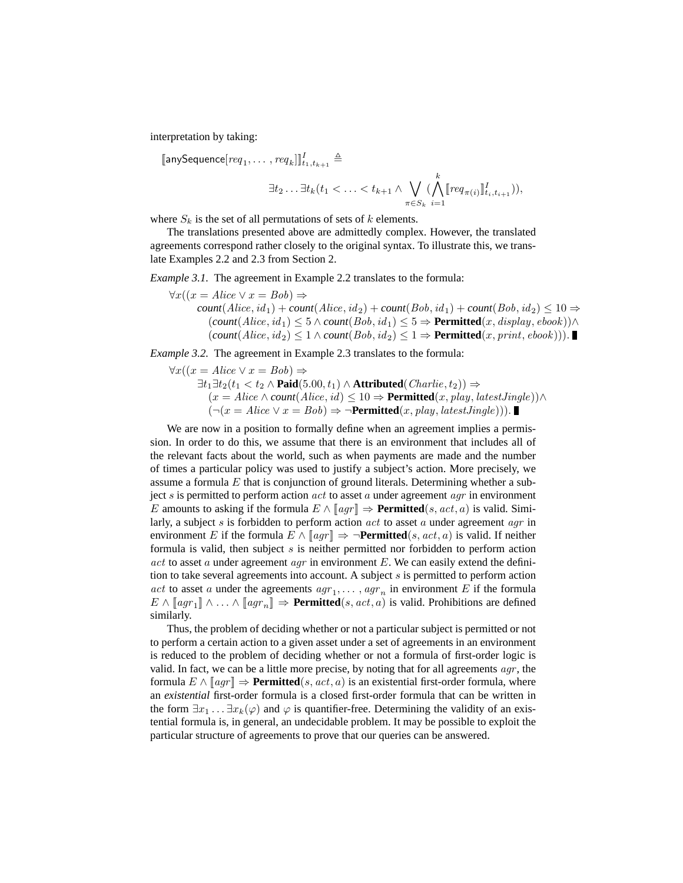interpretation by taking:

$$[\![\mathsf{anySequence}[req_1, \ldots, req_k]]\!]^I_{t_1,t_{k+1}} \triangleq$$

$$\exists t_2 \ldots \exists t_k (t_1 < \ldots < t_{k+1} \wedge \bigvee_{\pi \in S_k} (\bigwedge_{i=1}^{k} [\![req_{\pi(i)}]\!]^I_{t_i,t_{i+1}})),$$

where $S_k$ is the set of all permutations of sets of $k$ elements.

The translations presented above are admittedly complex. However, the translated agreements correspond rather closely to the original syntax. To illustrate this, we translate Examples 2.2 and 2.3 from Section 2.

*Example 3.1.* The agreement in Example 2.2 translates to the formula:

$$\begin{aligned}
&\forall x((x = Alice \vee x = Bob) \Rightarrow \\
&\quad \mathit{count}(Alice, id_1) + \mathit{count}(Alice, id_2) + \mathit{count}(Bob, id_1) + \mathit{count}(Bob, id_2) \leq 10 \Rightarrow \\
&\quad\quad (\mathit{count}(Alice, id_1) \leq 5 \wedge \mathit{count}(Bob, id_1) \leq 5 \Rightarrow \textbf{Permitted}(x, display, ebook)) \wedge \\
&\quad\quad (\mathit{count}(Alice, id_2) \leq 1 \wedge \mathit{count}(Bob, id_2) \leq 1 \Rightarrow \textbf{Permitted}(x, print, ebook))). \blacksquare
\end{aligned}$$

*Example 3.2.* The agreement in Example 2.3 translates to the formula:

$$\begin{aligned}
&\forall x((x = Alice \vee x = Bob) \Rightarrow \\
&\quad \exists t_1 \exists t_2 (t_1 < t_2 \wedge \textbf{Paid}(5.00, t_1) \wedge \textbf{Attributed}(Charlie, t_2)) \Rightarrow \\
&\quad\quad (x = Alice \wedge \mathit{count}(Alice, id) \leq 10 \Rightarrow \textbf{Permitted}(x, play, latestJingle)) \wedge \\
&\quad\quad (\neg(x = Alice \vee x = Bob) \Rightarrow \neg\textbf{Permitted}(x, play, latestJingle))). \blacksquare
\end{aligned}$$

We are now in a position to formally define when an agreement implies a permission. In order to do this, we assume that there is an environment that includes all of the relevant facts about the world, such as when payments are made and the number of times a particular policy was used to justify a subject's action. More precisely, we assume a formula $E$ that is conjunction of ground literals. Determining whether a subject $s$ is permitted to perform action $act$ to asset $a$ under agreement $agr$ in environment $E$ amounts to asking if the formula $E \wedge [\![agr]\!] \Rightarrow \textbf{Permitted}(s, act, a)$ is valid. Similarly, a subject $s$ is forbidden to perform action $act$ to asset $a$ under agreement $agr$ in environment $E$ if the formula $E \wedge [\![agr]\!] \Rightarrow \neg\textbf{Permitted}(s, act, a)$ is valid. If neither formula is valid, then subject $s$ is neither permitted nor forbidden to perform action $act$ to asset $a$ under agreement $agr$ in environment $E$. We can easily extend the definition to take several agreements into account. A subject $s$ is permitted to perform action $act$ to asset $a$ under the agreements $agr_1, \ldots, agr_n$ in environment $E$ if the formula $E \wedge [\![agr_1]\!] \wedge \ldots \wedge [\![agr_n]\!] \Rightarrow \textbf{Permitted}(s, act, a)$ is valid. Prohibitions are defined similarly.

Thus, the problem of deciding whether or not a particular subject is permitted or not to perform a certain action to a given asset under a set of agreements in an environment is reduced to the problem of deciding whether or not a formula of first-order logic is valid. In fact, we can be a little more precise, by noting that for all agreements $agr$, the formula $E \wedge [\![agr]\!] \Rightarrow \textbf{Permitted}(s, act, a)$ is an existential first-order formula, where an *existential* first-order formula is a closed first-order formula that can be written in the form $\exists x_1 \ldots \exists x_k(\varphi)$ and $\varphi$ is quantifier-free. Determining the validity of an existential formula is, in general, an undecidable problem. It may be possible to exploit the particular structure of agreements to prove that our queries can be answered.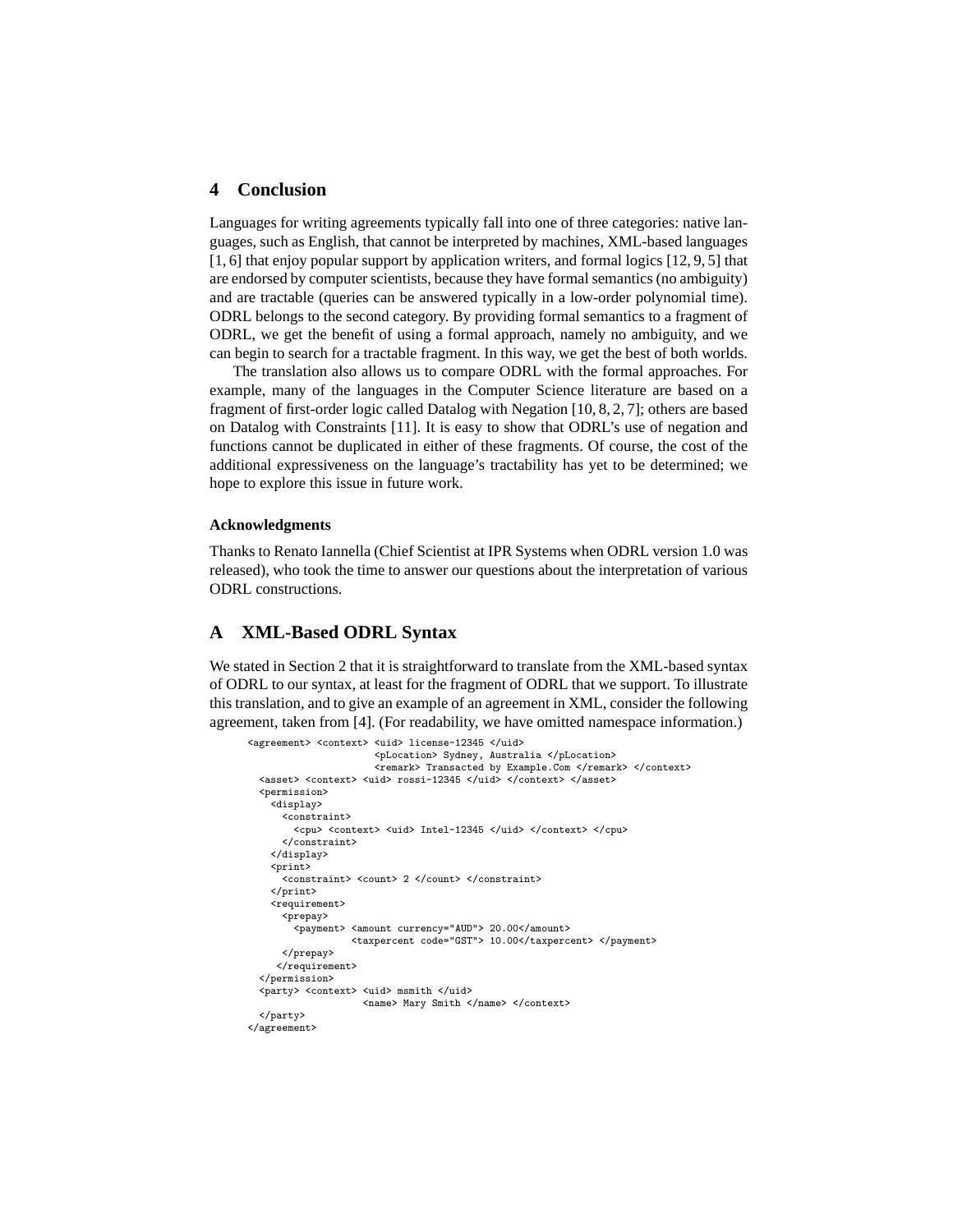## 4 Conclusion

Languages for writing agreements typically fall into one of three categories: native languages, such as English, that cannot be interpreted by machines, XML-based languages [1, 6] that enjoy popular support by application writers, and formal logics [12, 9, 5] that are endorsed by computer scientists, because they have formal semantics (no ambiguity) and are tractable (queries can be answered typically in a low-order polynomial time). ODRL belongs to the second category. By providing formal semantics to a fragment of ODRL, we get the benefit of using a formal approach, namely no ambiguity, and we can begin to search for a tractable fragment. In this way, we get the best of both worlds.

The translation also allows us to compare ODRL with the formal approaches. For example, many of the languages in the Computer Science literature are based on a fragment of first-order logic called Datalog with Negation [10, 8, 2, 7]; others are based on Datalog with Constraints [11]. It is easy to show that ODRL's use of negation and functions cannot be duplicated in either of these fragments. Of course, the cost of the additional expressiveness on the language's tractability has yet to be determined; we hope to explore this issue in future work.

### Acknowledgments

Thanks to Renato Iannella (Chief Scientist at IPR Systems when ODRL version 1.0 was released), who took the time to answer our questions about the interpretation of various ODRL constructions.

## A XML-Based ODRL Syntax

We stated in Section 2 that it is straightforward to translate from the XML-based syntax of ODRL to our syntax, at least for the fragment of ODRL that we support. To illustrate this translation, and to give an example of an agreement in XML, consider the following agreement, taken from [4]. (For readability, we have omitted namespace information.)

```
<agreement> <context> <uid> license-12345 </uid>
                      <pLocation> Sydney, Australia </pLocation>
                      <remark> Transacted by Example.Com </remark> </context>
  <asset> <context> <uid> rossi-12345 </uid> </context> </asset>
  <permission>
    <display>
      <constraint>
        <cpu> <context> <uid> Intel-12345 </uid> </context> </cpu>
      </constraint>
    </display>
    <print>
      <constraint> <count> 2 </count> </constraint>
    </print>
    <requirement>
      <prepay>
        <payment> <amount currency="AUD"> 20.00</amount>
                  <taxpercent code="GST"> 10.00</taxpercent> </payment>
      </prepay>
     </requirement>
  </permission>
  <party> <context> <uid> msmith </uid>
                    <name> Mary Smith </name> </context>
  </party>
</agreement>
```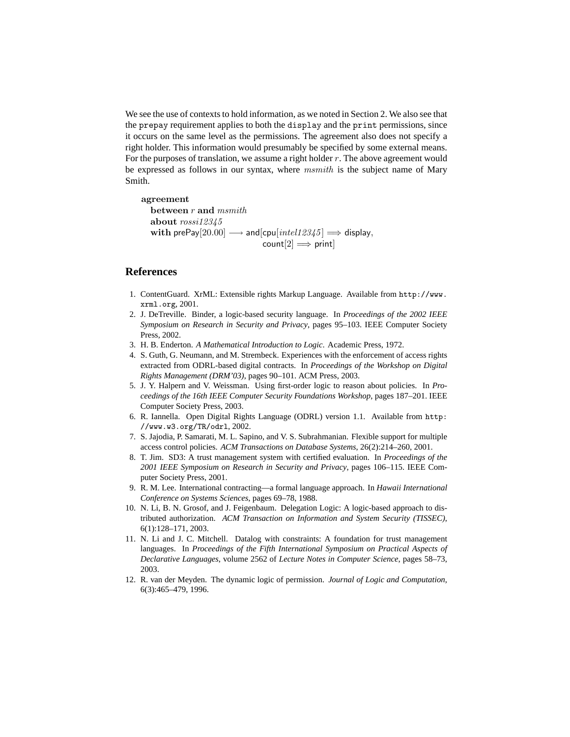We see the use of contexts to hold information, as we noted in Section 2. We also see that the `prepay` requirement applies to both the `display` and the `print` permissions, since it occurs on the same level as the permissions. The agreement also does not specify a right holder. This information would presumably be specified by some external means. For the purposes of translation, we assume a right holder $r$. The above agreement would be expressed as follows in our syntax, where $msmith$ is the subject name of Mary Smith.

$$
\begin{array}{l}
\textbf{agreement} \\
\quad \textbf{between } r \textbf{ and } msmith \\
\quad \textbf{about } rossi12345 \\
\quad \textbf{with } \mathsf{prePay}[20.00] \longrightarrow \mathsf{and}[\mathsf{cpu}[intel12345] \Longrightarrow \mathsf{display}, \\
\qquad\qquad\qquad\qquad\qquad\qquad \mathsf{count}[2] \Longrightarrow \mathsf{print}]
\end{array}
$$

## References

1. ContentGuard. XrML: Extensible rights Markup Language. Available from `http://www.xrml.org`, 2001.
2. J. DeTreville. Binder, a logic-based security language. In *Proceedings of the 2002 IEEE Symposium on Research in Security and Privacy*, pages 95–103. IEEE Computer Society Press, 2002.
3. H. B. Enderton. *A Mathematical Introduction to Logic*. Academic Press, 1972.
4. S. Guth, G. Neumann, and M. Strembeck. Experiences with the enforcement of access rights extracted from ODRL-based digital contracts. In *Proceedings of the Workshop on Digital Rights Management (DRM'03)*, pages 90–101. ACM Press, 2003.
5. J. Y. Halpern and V. Weissman. Using first-order logic to reason about policies. In *Proceedings of the 16th IEEE Computer Security Foundations Workshop*, pages 187–201. IEEE Computer Society Press, 2003.
6. R. Iannella. Open Digital Rights Language (ODRL) version 1.1. Available from `http://www.w3.org/TR/odrl`, 2002.
7. S. Jajodia, P. Samarati, M. L. Sapino, and V. S. Subrahmanian. Flexible support for multiple access control policies. *ACM Transactions on Database Systems*, 26(2):214–260, 2001.
8. T. Jim. SD3: A trust management system with certified evaluation. In *Proceedings of the 2001 IEEE Symposium on Research in Security and Privacy*, pages 106–115. IEEE Computer Society Press, 2001.
9. R. M. Lee. International contracting—a formal language approach. In *Hawaii International Conference on Systems Sciences*, pages 69–78, 1988.
10. N. Li, B. N. Grosof, and J. Feigenbaum. Delegation Logic: A logic-based approach to distributed authorization. *ACM Transaction on Information and System Security (TISSEC)*, 6(1):128–171, 2003.
11. N. Li and J. C. Mitchell. Datalog with constraints: A foundation for trust management languages. In *Proceedings of the Fifth International Symposium on Practical Aspects of Declarative Languages*, volume 2562 of *Lecture Notes in Computer Science*, pages 58–73, 2003.
12. R. van der Meyden. The dynamic logic of permission. *Journal of Logic and Computation*, 6(3):465–479, 1996.